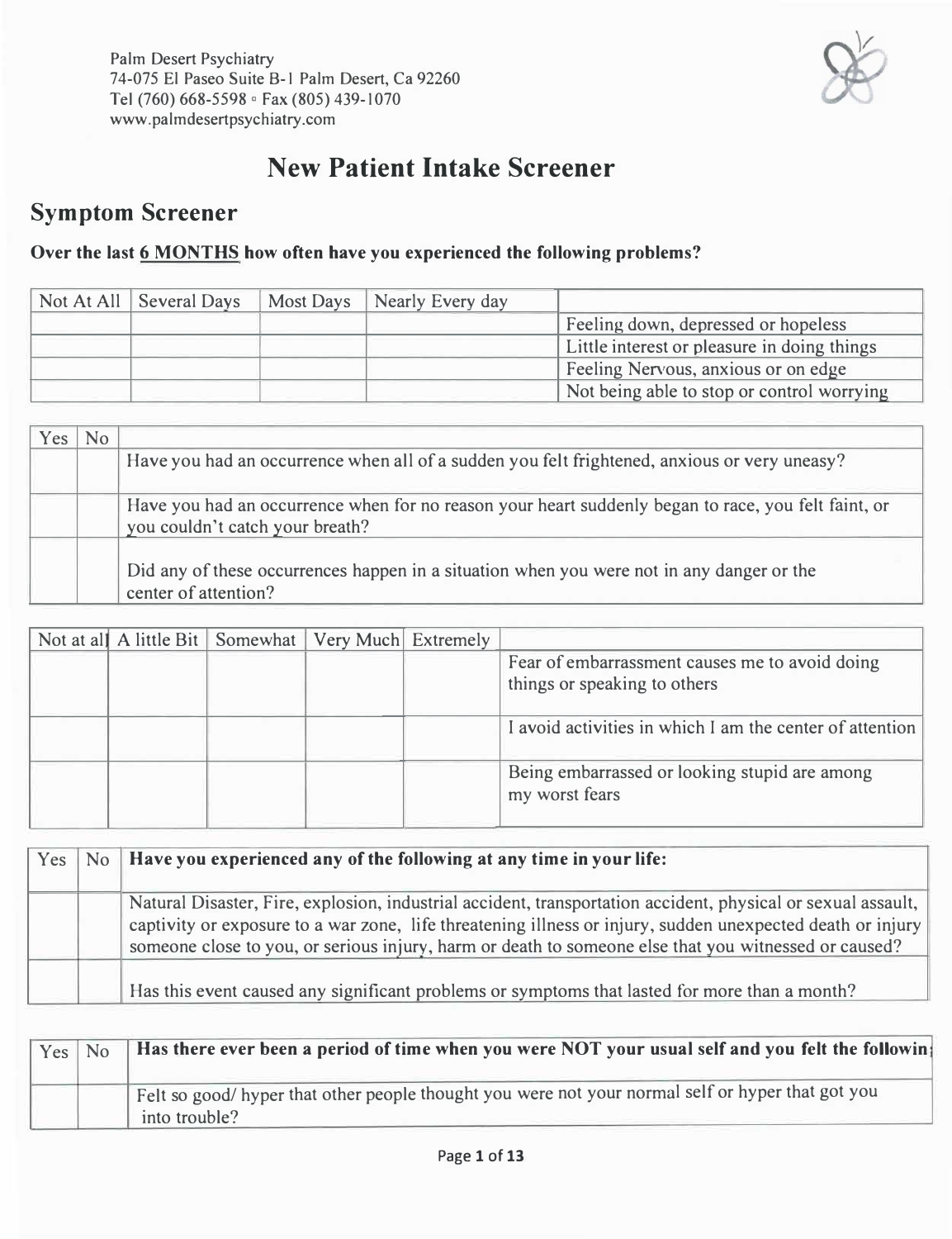Palm Desert Psychiatry
74-075 El Paseo Suite B-1 Palm Desert, Ca 92260
Tel (760) 668-5598 ▫ Fax (805) 439-1070
www.palmdesertpsychiatry.com

# New Patient Intake Screener

## Symptom Screener

**Over the last 6 MONTHS how often have you experienced the following problems?**

| Not At All | Several Days | Most Days | Nearly Every day | |
|---|---|---|---|---|
| | | | | Feeling down, depressed or hopeless |
| | | | | Little interest or pleasure in doing things |
| | | | | Feeling Nervous, anxious or on edge |
| | | | | Not being able to stop or control worrying |

| Yes | No | |
|---|---|---|
| | | Have you had an occurrence when all of a sudden you felt frightened, anxious or very uneasy? |
| | | Have you had an occurrence when for no reason your heart suddenly began to race, you felt faint, or you couldn't catch your breath? |
| | | Did any of these occurrences happen in a situation when you were not in any danger or the center of attention? |

| Not at all | A little Bit | Somewhat | Very Much | Extremely | |
|---|---|---|---|---|---|
| | | | | | Fear of embarrassment causes me to avoid doing things or speaking to others |
| | | | | | I avoid activities in which I am the center of attention |
| | | | | | Being embarrassed or looking stupid are among my worst fears |

| Yes | No | **Have you experienced any of the following at any time in your life:** |
|---|---|---|
| | | Natural Disaster, Fire, explosion, industrial accident, transportation accident, physical or sexual assault, captivity or exposure to a war zone, life threatening illness or injury, sudden unexpected death or injury someone close to you, or serious injury, harm or death to someone else that you witnessed or caused? |
| | | Has this event caused any significant problems or symptoms that lasted for more than a month? |

| Yes | No | **Has there ever been a period of time when you were NOT your usual self and you felt the followin** |
|---|---|---|
| | | Felt so good/ hyper that other people thought you were not your normal self or hyper that got you into trouble? |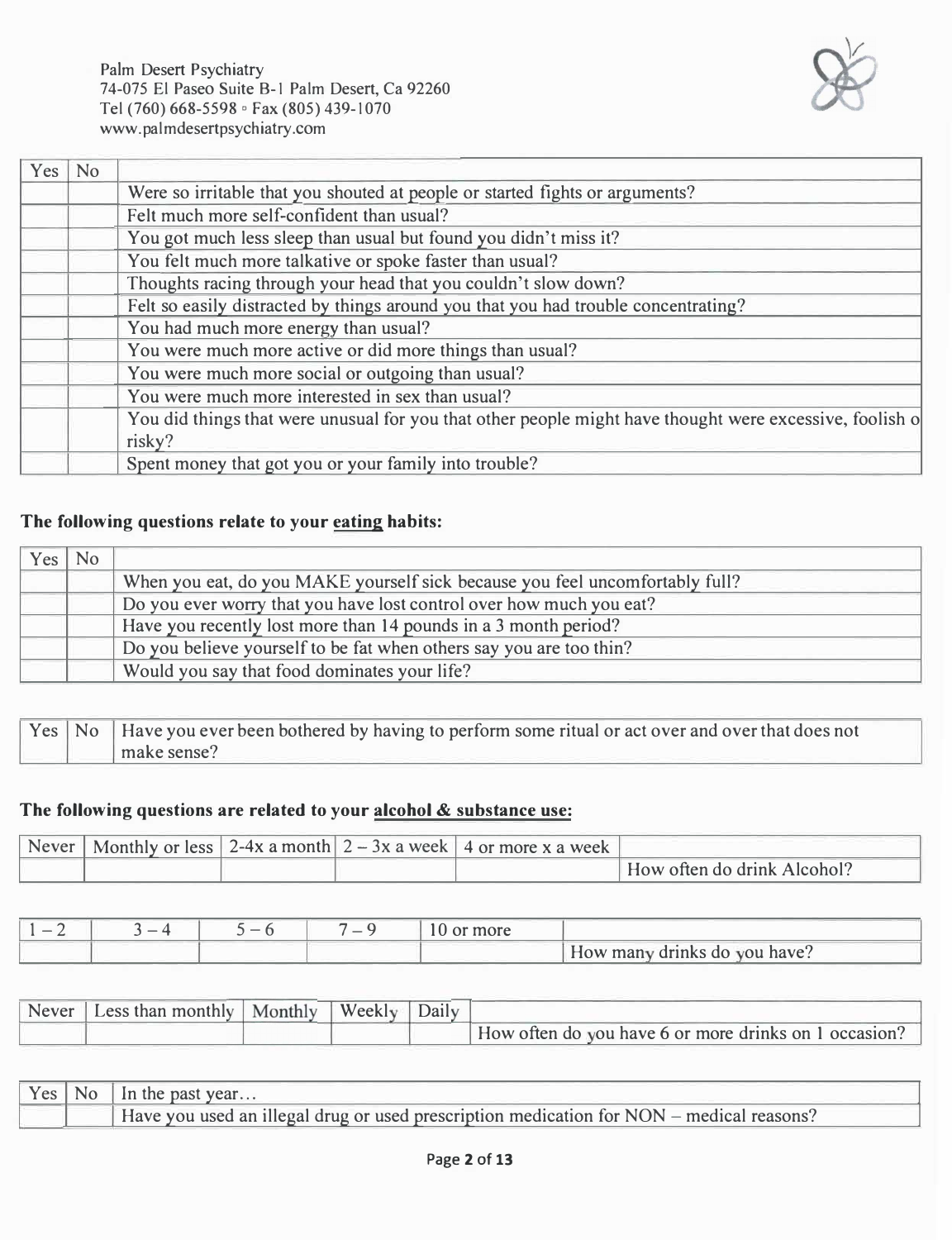Palm Desert Psychiatry
74-075 El Paseo Suite B-1 Palm Desert, Ca 92260
Tel (760) 668-5598 ▫ Fax (805) 439-1070
www.palmdesertpsychiatry.com

| Yes | No | |
|---|---|---|
| | | Were so irritable that you shouted at people or started fights or arguments? |
| | | Felt much more self-confident than usual? |
| | | You got much less sleep than usual but found you didn't miss it? |
| | | You felt much more talkative or spoke faster than usual? |
| | | Thoughts racing through your head that you couldn't slow down? |
| | | Felt so easily distracted by things around you that you had trouble concentrating? |
| | | You had much more energy than usual? |
| | | You were much more active or did more things than usual? |
| | | You were much more social or outgoing than usual? |
| | | You were much more interested in sex than usual? |
| | | You did things that were unusual for you that other people might have thought were excessive, foolish o risky? |
| | | Spent money that got you or your family into trouble? |

**The following questions relate to your eating habits:**

| Yes | No | |
|---|---|---|
| | | When you eat, do you MAKE yourself sick because you feel uncomfortably full? |
| | | Do you ever worry that you have lost control over how much you eat? |
| | | Have you recently lost more than 14 pounds in a 3 month period? |
| | | Do you believe yourself to be fat when others say you are too thin? |
| | | Would you say that food dominates your life? |

| Yes | No | Have you ever been bothered by having to perform some ritual or act over and over that does not make sense? |
|---|---|---|

**The following questions are related to your alcohol & substance use:**

| Never | Monthly or less | 2-4x a month | 2 – 3x a week | 4 or more x a week | |
|---|---|---|---|---|---|
| | | | | | How often do drink Alcohol? |

| 1 – 2 | 3 – 4 | 5 – 6 | 7 – 9 | 10 or more | |
|---|---|---|---|---|---|
| | | | | | How many drinks do you have? |

| Never | Less than monthly | Monthly | Weekly | Daily | |
|---|---|---|---|---|---|
| | | | | | How often do you have 6 or more drinks on 1 occasion? |

| Yes | No | In the past year… |
|---|---|---|
| | | Have you used an illegal drug or used prescription medication for NON – medical reasons? |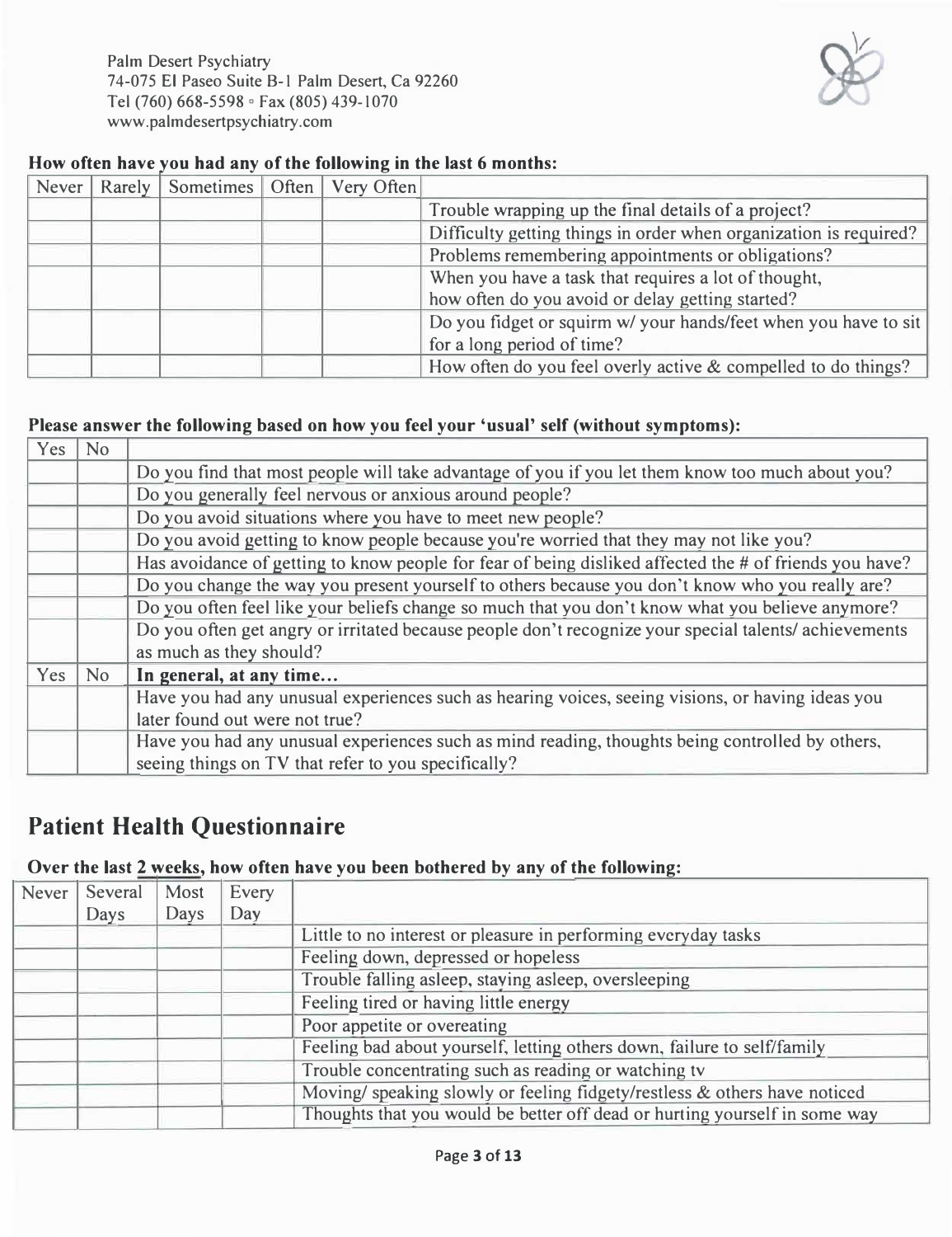Palm Desert Psychiatry
74-075 El Paseo Suite B-1 Palm Desert, Ca 92260
Tel (760) 668-5598 ◦ Fax (805) 439-1070
www.palmdesertpsychiatry.com

**How often have you had any of the following in the last 6 months:**

| Never | Rarely | Sometimes | Often | Very Often | |
|---|---|---|---|---|---|
| | | | | | Trouble wrapping up the final details of a project? |
| | | | | | Difficulty getting things in order when organization is required? |
| | | | | | Problems remembering appointments or obligations? |
| | | | | | When you have a task that requires a lot of thought, how often do you avoid or delay getting started? |
| | | | | | Do you fidget or squirm w/ your hands/feet when you have to sit for a long period of time? |
| | | | | | How often do you feel overly active & compelled to do things? |

**Please answer the following based on how you feel your 'usual' self (without symptoms):**

| Yes | No | |
|---|---|---|
| | | Do you find that most people will take advantage of you if you let them know too much about you? |
| | | Do you generally feel nervous or anxious around people? |
| | | Do you avoid situations where you have to meet new people? |
| | | Do you avoid getting to know people because you're worried that they may not like you? |
| | | Has avoidance of getting to know people for fear of being disliked affected the # of friends you have? |
| | | Do you change the way you present yourself to others because you don't know who you really are? |
| | | Do you often feel like your beliefs change so much that you don't know what you believe anymore? |
| | | Do you often get angry or irritated because people don't recognize your special talents/ achievements as much as they should? |
| **Yes** | **No** | **In general, at any time…** |
| | | Have you had any unusual experiences such as hearing voices, seeing visions, or having ideas you later found out were not true? |
| | | Have you had any unusual experiences such as mind reading, thoughts being controlled by others, seeing things on TV that refer to you specifically? |

## Patient Health Questionnaire

**Over the last 2 weeks, how often have you been bothered by any of the following:**

| Never | Several Days | Most Days | Every Day | |
|---|---|---|---|---|
| | | | | Little to no interest or pleasure in performing everyday tasks |
| | | | | Feeling down, depressed or hopeless |
| | | | | Trouble falling asleep, staying asleep, oversleeping |
| | | | | Feeling tired or having little energy |
| | | | | Poor appetite or overeating |
| | | | | Feeling bad about yourself, letting others down, failure to self/family |
| | | | | Trouble concentrating such as reading or watching tv |
| | | | | Moving/ speaking slowly or feeling fidgety/restless & others have noticed |
| | | | | Thoughts that you would be better off dead or hurting yourself in some way |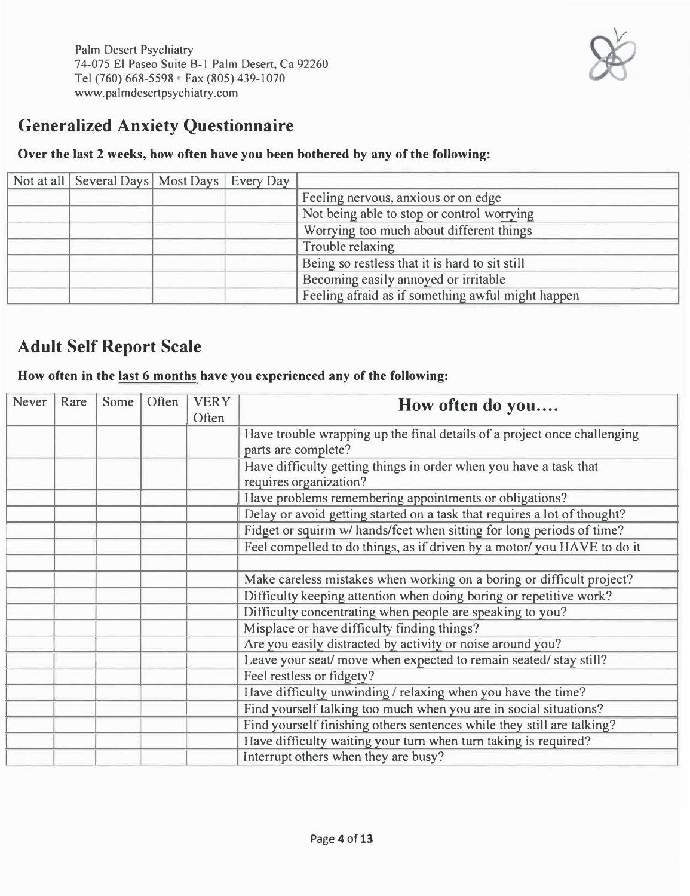Palm Desert Psychiatry
74-075 El Paseo Suite B-1 Palm Desert, Ca 92260
Tel (760) 668-5598 ◦ Fax (805) 439-1070
www.palmdesertpsychiatry.com

## Generalized Anxiety Questionnaire

**Over the last 2 weeks, how often have you been bothered by any of the following:**

| Not at all | Several Days | Most Days | Every Day | |
|---|---|---|---|---|
| | | | | Feeling nervous, anxious or on edge |
| | | | | Not being able to stop or control worrying |
| | | | | Worrying too much about different things |
| | | | | Trouble relaxing |
| | | | | Being so restless that it is hard to sit still |
| | | | | Becoming easily annoyed or irritable |
| | | | | Feeling afraid as if something awful might happen |

## Adult Self Report Scale

**How often in the <u>last 6 months</u> have you experienced any of the following:**

| Never | Rare | Some | Often | VERY Often | How often do you.... |
|---|---|---|---|---|---|
| | | | | | Have trouble wrapping up the final details of a project once challenging parts are complete? |
| | | | | | Have difficulty getting things in order when you have a task that requires organization? |
| | | | | | Have problems remembering appointments or obligations? |
| | | | | | Delay or avoid getting started on a task that requires a lot of thought? |
| | | | | | Fidget or squirm w/ hands/feet when sitting for long periods of time? |
| | | | | | Feel compelled to do things, as if driven by a motor/ you HAVE to do it |
| | | | | | |
| | | | | | Make careless mistakes when working on a boring or difficult project? |
| | | | | | Difficulty keeping attention when doing boring or repetitive work? |
| | | | | | Difficulty concentrating when people are speaking to you? |
| | | | | | Misplace or have difficulty finding things? |
| | | | | | Are you easily distracted by activity or noise around you? |
| | | | | | Leave your seat/ move when expected to remain seated/ stay still? |
| | | | | | Feel restless or fidgety? |
| | | | | | Have difficulty unwinding / relaxing when you have the time? |
| | | | | | Find yourself talking too much when you are in social situations? |
| | | | | | Find yourself finishing others sentences while they still are talking? |
| | | | | | Have difficulty waiting your turn when turn taking is required? |
| | | | | | Interrupt others when they are busy? |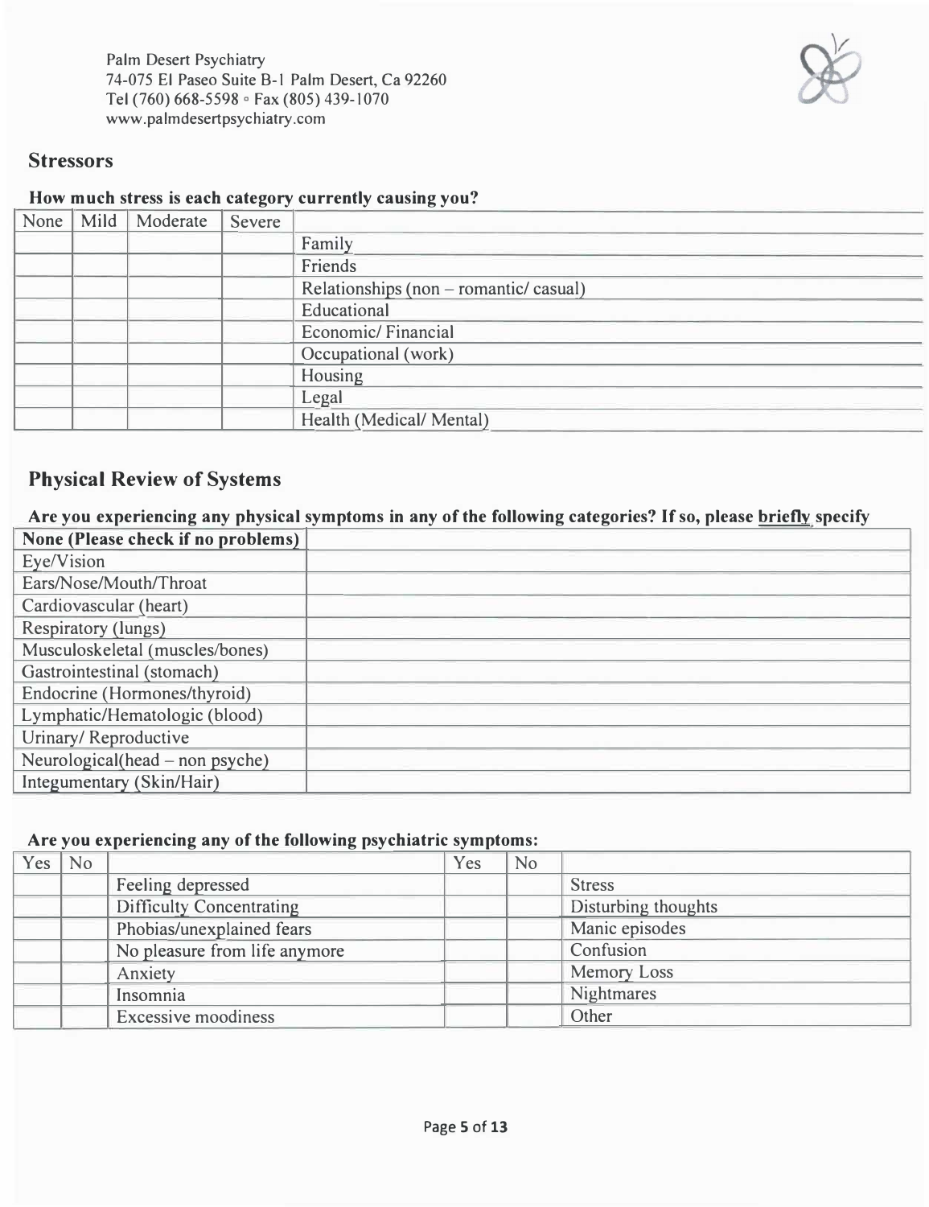Palm Desert Psychiatry
74-075 El Paseo Suite B-1 Palm Desert, Ca 92260
Tel (760) 668-5598 ◦ Fax (805) 439-1070
www.palmdesertpsychiatry.com

## Stressors

**How much stress is each category currently causing you?**

| None | Mild | Moderate | Severe | |
|---|---|---|---|---|
| | | | | Family |
| | | | | Friends |
| | | | | Relationships (non – romantic/ casual) |
| | | | | Educational |
| | | | | Economic/ Financial |
| | | | | Occupational (work) |
| | | | | Housing |
| | | | | Legal |
| | | | | Health (Medical/ Mental) |

## Physical Review of Systems

**Are you experiencing any physical symptoms in any of the following categories? If so, please <u>briefly</u> specify**

| None (Please check if no problems) | |
|---|---|
| Eye/Vision | |
| Ears/Nose/Mouth/Throat | |
| Cardiovascular (heart) | |
| Respiratory (lungs) | |
| Musculoskeletal (muscles/bones) | |
| Gastrointestinal (stomach) | |
| Endocrine (Hormones/thyroid) | |
| Lymphatic/Hematologic (blood) | |
| Urinary/ Reproductive | |
| Neurological(head – non psyche) | |
| Integumentary (Skin/Hair) | |

**Are you experiencing any of the following psychiatric symptoms:**

| Yes | No | | Yes | No | |
|---|---|---|---|---|---|
| | | Feeling depressed | | | Stress |
| | | Difficulty Concentrating | | | Disturbing thoughts |
| | | Phobias/unexplained fears | | | Manic episodes |
| | | No pleasure from life anymore | | | Confusion |
| | | Anxiety | | | Memory Loss |
| | | Insomnia | | | Nightmares |
| | | Excessive moodiness | | | Other |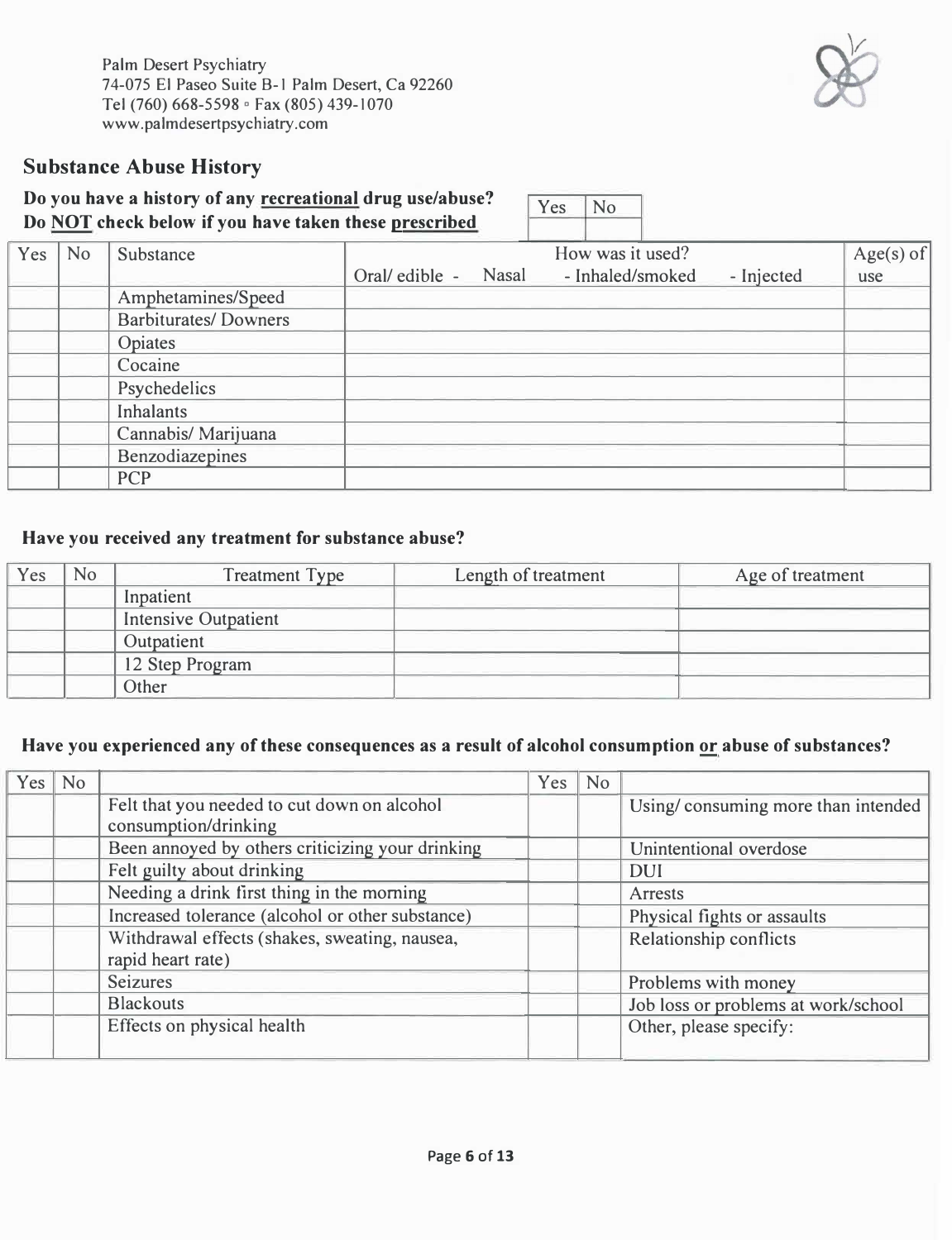Palm Desert Psychiatry
74-075 El Paseo Suite B-1 Palm Desert, Ca 92260
Tel (760) 668-5598 ▫ Fax (805) 439-1070
www.palmdesertpsychiatry.com

## Substance Abuse History

**Do you have a history of any recreational drug use/abuse?**
**Do NOT check below if you have taken these prescribed**

| Yes | No |
|---|---|
| | |

| Yes | No | Substance | How was it used? Oral/ edible - Nasal - Inhaled/smoked - Injected | Age(s) of use |
|---|---|---|---|---|
| | | Amphetamines/Speed | | |
| | | Barbiturates/ Downers | | |
| | | Opiates | | |
| | | Cocaine | | |
| | | Psychedelics | | |
| | | Inhalants | | |
| | | Cannabis/ Marijuana | | |
| | | Benzodiazepines | | |
| | | PCP | | |

**Have you received any treatment for substance abuse?**

| Yes | No | Treatment Type | Length of treatment | Age of treatment |
|---|---|---|---|---|
| | | Inpatient | | |
| | | Intensive Outpatient | | |
| | | Outpatient | | |
| | | 12 Step Program | | |
| | | Other | | |

**Have you experienced any of these consequences as a result of alcohol consumption or abuse of substances?**

| Yes | No | | Yes | No | |
|---|---|---|---|---|---|
| | | Felt that you needed to cut down on alcohol consumption/drinking | | | Using/ consuming more than intended |
| | | Been annoyed by others criticizing your drinking | | | Unintentional overdose |
| | | Felt guilty about drinking | | | DUI |
| | | Needing a drink first thing in the morning | | | Arrests |
| | | Increased tolerance (alcohol or other substance) | | | Physical fights or assaults |
| | | Withdrawal effects (shakes, sweating, nausea, rapid heart rate) | | | Relationship conflicts |
| | | Seizures | | | Problems with money |
| | | Blackouts | | | Job loss or problems at work/school |
| | | Effects on physical health | | | Other, please specify: |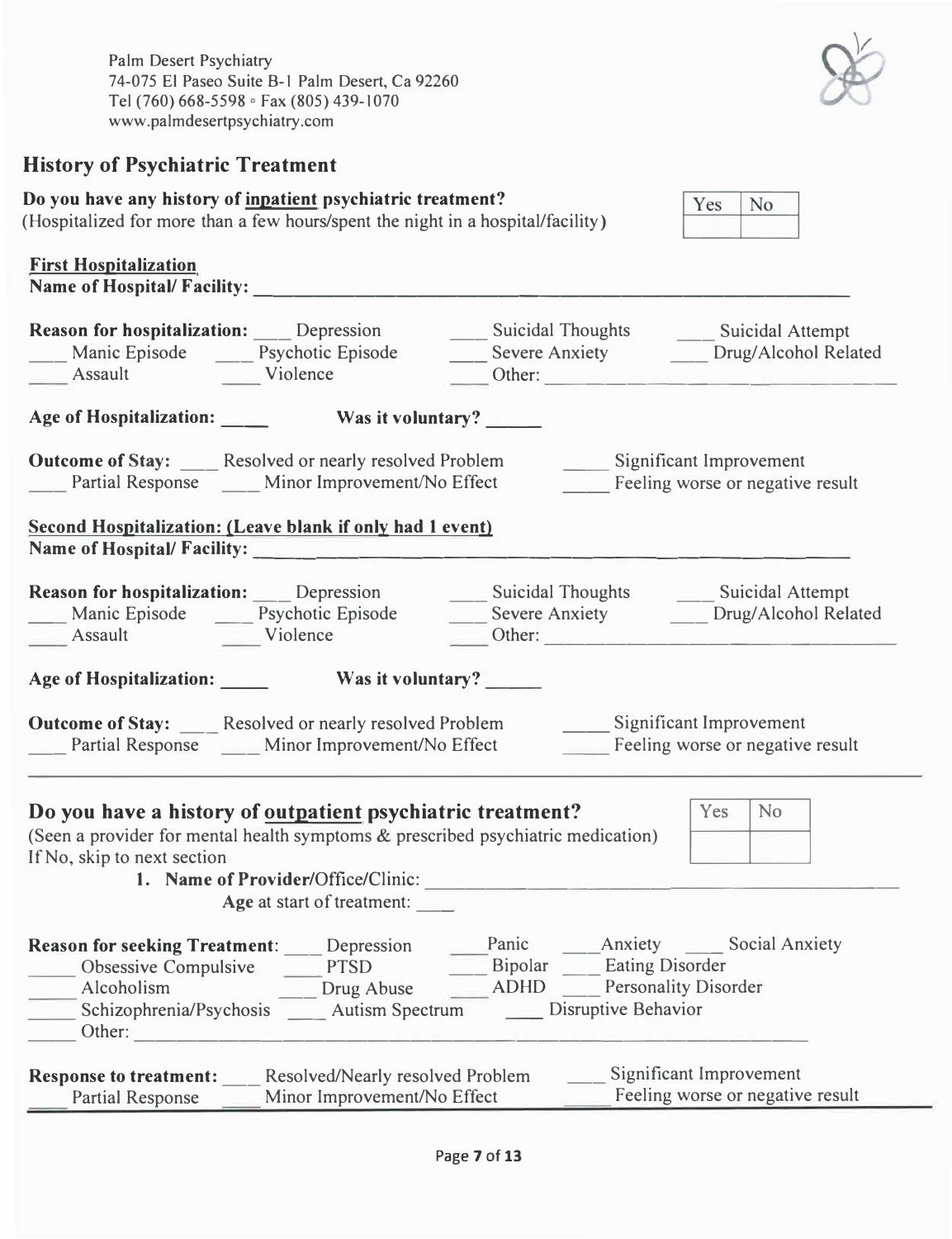Palm Desert Psychiatry
74-075 El Paseo Suite B-1 Palm Desert, Ca 92260
Tel (760) 668-5598 ◦ Fax (805) 439-1070
www.palmdesertpsychiatry.com

## History of Psychiatric Treatment

**Do you have any history of inpatient psychiatric treatment?**
(Hospitalized for more than a few hours/spent the night in a hospital/facility)

| Yes | No |
|---|---|
| | |

**First Hospitalization**
**Name of Hospital/ Facility:** ______________________________

**Reason for hospitalization:** ____ Depression ____ Suicidal Thoughts ____ Suicidal Attempt
____ Manic Episode ____ Psychotic Episode ____ Severe Anxiety ____ Drug/Alcohol Related
____ Assault ____ Violence ____ Other: ______________________

**Age of Hospitalization:** _____ **Was it voluntary?** ______

**Outcome of Stay:** ____ Resolved or nearly resolved Problem _____ Significant Improvement
____ Partial Response ____ Minor Improvement/No Effect _____ Feeling worse or negative result

**Second Hospitalization: (Leave blank if only had 1 event)**
**Name of Hospital/ Facility:** ______________________________

**Reason for hospitalization:** ____ Depression ____ Suicidal Thoughts ____ Suicidal Attempt
____ Manic Episode ____ Psychotic Episode ____ Severe Anxiety ____ Drug/Alcohol Related
____ Assault ____ Violence ____ Other: ______________________

**Age of Hospitalization:** _____ **Was it voluntary?** ______

**Outcome of Stay:** ____ Resolved or nearly resolved Problem _____ Significant Improvement
____ Partial Response ____ Minor Improvement/No Effect _____ Feeling worse or negative result

---

### Do you have a history of outpatient psychiatric treatment?

(Seen a provider for mental health symptoms & prescribed psychiatric medication)
If No, skip to next section

| Yes | No |
|---|---|
| | |

1. **Name of Provider/Office/Clinic:** ______________________________
   **Age** at start of treatment: ____

**Reason for seeking Treatment**: ____ Depression ____ Panic ____ Anxiety ____ Social Anxiety
_____ Obsessive Compulsive ____ PTSD ____ Bipolar ____ Eating Disorder
_____ Alcoholism ____ Drug Abuse ____ ADHD ____ Personality Disorder
_____ Schizophrenia/Psychosis ____ Autism Spectrum ____ Disruptive Behavior
_____ Other: ______________________________

**Response to treatment:** ____ Resolved/Nearly resolved Problem ____ Significant Improvement
____ Partial Response ____ Minor Improvement/No Effect _____ Feeling worse or negative result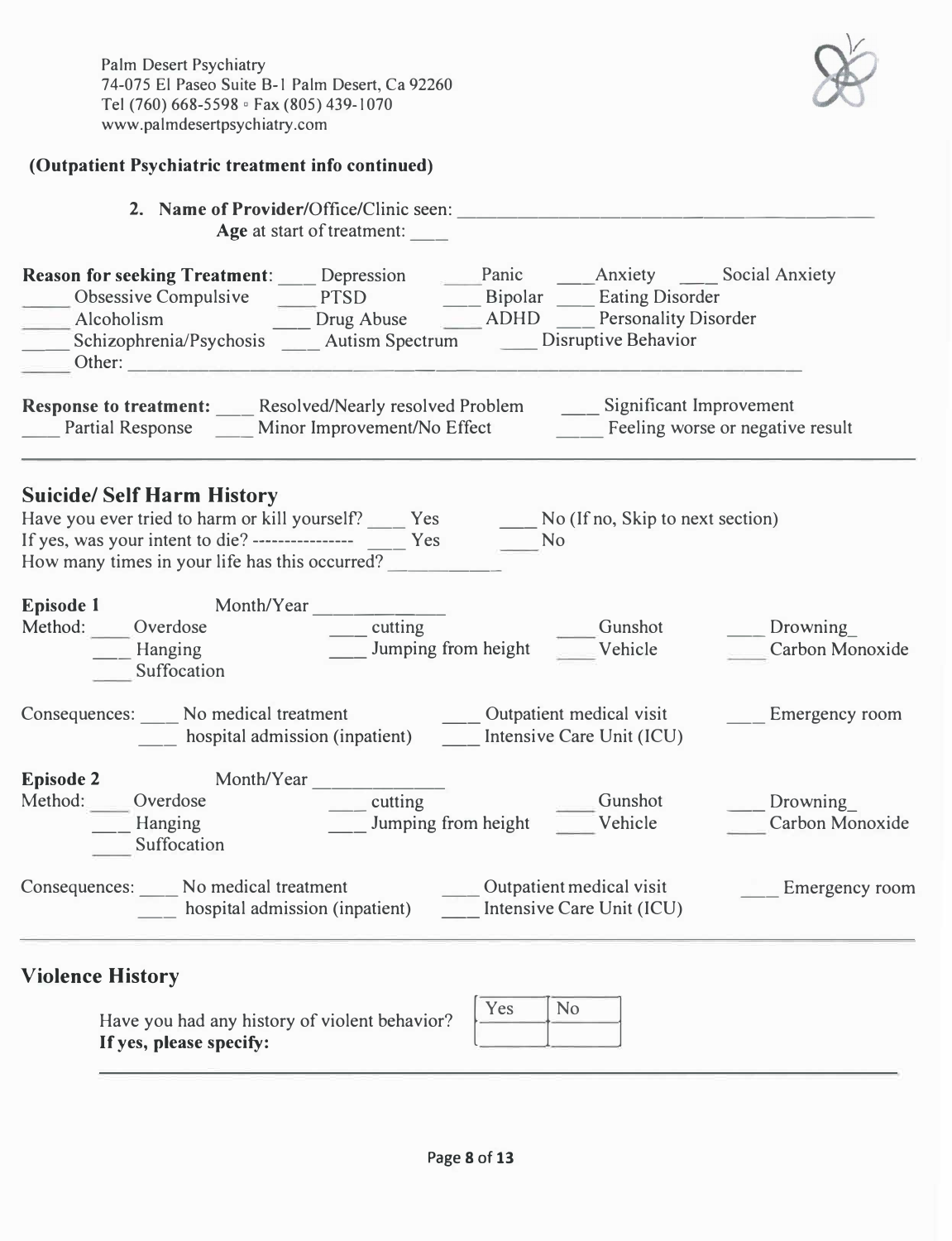Palm Desert Psychiatry
74-075 El Paseo Suite B-1 Palm Desert, Ca 92260
Tel (760) 668-5598 ▫ Fax (805) 439-1070
www.palmdesertpsychiatry.com

**(Outpatient Psychiatric treatment info continued)**

2. **Name of Provider**/Office/Clinic seen: ___________________________
   **Age** at start of treatment: ____

**Reason for seeking Treatment**: ____ Depression ____ Panic ____ Anxiety ____ Social Anxiety
_____ Obsessive Compulsive ____ PTSD ____ Bipolar ____ Eating Disorder
_____ Alcoholism ____ Drug Abuse ____ ADHD ____ Personality Disorder
_____ Schizophrenia/Psychosis ____ Autism Spectrum ____ Disruptive Behavior
_____ Other: ___________________________

**Response to treatment:** ____ Resolved/Nearly resolved Problem ____ Significant Improvement
____ Partial Response ____ Minor Improvement/No Effect _____ Feeling worse or negative result

---

## Suicide/ Self Harm History

Have you ever tried to harm or kill yourself? ____ Yes ____ No (If no, Skip to next section)
If yes, was your intent to die? ---------------- ____ Yes ____ No
How many times in your life has this occurred? ___________

**Episode 1** Month/Year ____________
Method: ____ Overdose ____ cutting ____ Gunshot ____ Drowning_
____ Hanging ____ Jumping from height ____ Vehicle ____ Carbon Monoxide
____ Suffocation

Consequences: ____ No medical treatment ____ Outpatient medical visit ____ Emergency room
____ hospital admission (inpatient) ____ Intensive Care Unit (ICU)

**Episode 2** Month/Year ____________
Method: ____ Overdose ____ cutting ____ Gunshot ____ Drowning_
____ Hanging ____ Jumping from height ____ Vehicle ____ Carbon Monoxide
____ Suffocation

Consequences: ____ No medical treatment ____ Outpatient medical visit ____ Emergency room
____ hospital admission (inpatient) ____ Intensive Care Unit (ICU)

---

## Violence History

Have you had any history of violent behavior?

| Yes | No |
|---|---|
| | |

**If yes, please specify:**

___________________________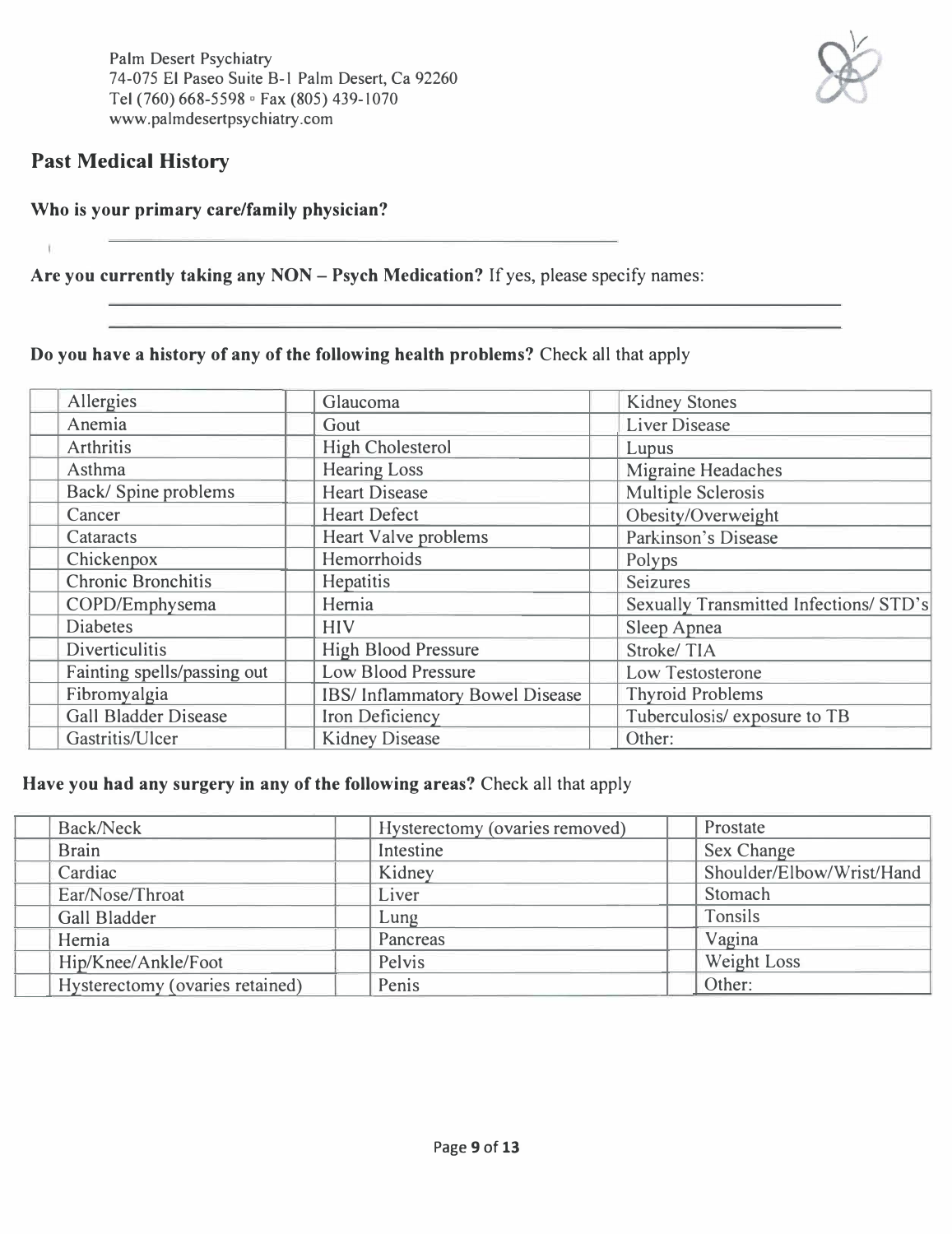Palm Desert Psychiatry
74-075 El Paseo Suite B-1 Palm Desert, Ca 92260
Tel (760) 668-5598 ▫ Fax (805) 439-1070
www.palmdesertpsychiatry.com

## Past Medical History

**Who is your primary care/family physician?**

_______________________________________________

**Are you currently taking any NON – Psych Medication?** If yes, please specify names:

_______________________________________________

_______________________________________________

**Do you have a history of any of the following health problems?** Check all that apply

| | | | | | |
|---|---|---|---|---|---|
| | Allergies | | Glaucoma | | Kidney Stones |
| | Anemia | | Gout | | Liver Disease |
| | Arthritis | | High Cholesterol | | Lupus |
| | Asthma | | Hearing Loss | | Migraine Headaches |
| | Back/ Spine problems | | Heart Disease | | Multiple Sclerosis |
| | Cancer | | Heart Defect | | Obesity/Overweight |
| | Cataracts | | Heart Valve problems | | Parkinson's Disease |
| | Chickenpox | | Hemorrhoids | | Polyps |
| | Chronic Bronchitis | | Hepatitis | | Seizures |
| | COPD/Emphysema | | Hernia | | Sexually Transmitted Infections/ STD's |
| | Diabetes | | HIV | | Sleep Apnea |
| | Diverticulitis | | High Blood Pressure | | Stroke/ TIA |
| | Fainting spells/passing out | | Low Blood Pressure | | Low Testosterone |
| | Fibromyalgia | | IBS/ Inflammatory Bowel Disease | | Thyroid Problems |
| | Gall Bladder Disease | | Iron Deficiency | | Tuberculosis/ exposure to TB |
| | Gastritis/Ulcer | | Kidney Disease | | Other: |

**Have you had any surgery in any of the following areas?** Check all that apply

| | | | | | |
|---|---|---|---|---|---|
| | Back/Neck | | Hysterectomy (ovaries removed) | | Prostate |
| | Brain | | Intestine | | Sex Change |
| | Cardiac | | Kidney | | Shoulder/Elbow/Wrist/Hand |
| | Ear/Nose/Throat | | Liver | | Stomach |
| | Gall Bladder | | Lung | | Tonsils |
| | Hernia | | Pancreas | | Vagina |
| | Hip/Knee/Ankle/Foot | | Pelvis | | Weight Loss |
| | Hysterectomy (ovaries retained) | | Penis | | Other: |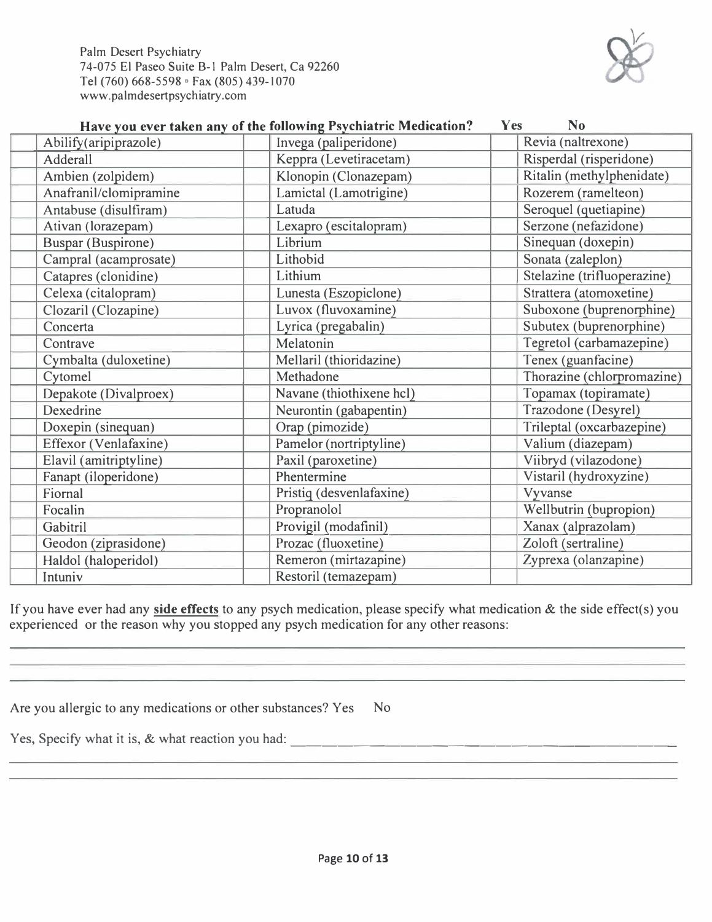Palm Desert Psychiatry
74-075 El Paseo Suite B-1 Palm Desert, Ca 92260
Tel (760) 668-5598 ◦ Fax (805) 439-1070
www.palmdesertpsychiatry.com

**Have you ever taken any of the following Psychiatric Medication? Yes No**

| | | | | | |
|---|---|---|---|---|---|
| | Abilify(aripiprazole) | | Invega (paliperidone) | | Revia (naltrexone) |
| | Adderall | | Keppra (Levetiracetam) | | Risperdal (risperidone) |
| | Ambien (zolpidem) | | Klonopin (Clonazepam) | | Ritalin (methylphenidate) |
| | Anafranil/clomipramine | | Lamictal (Lamotrigine) | | Rozerem (ramelteon) |
| | Antabuse (disulfiram) | | Latuda | | Seroquel (quetiapine) |
| | Ativan (lorazepam) | | Lexapro (escitalopram) | | Serzone (nefazidone) |
| | Buspar (Buspirone) | | Librium | | Sinequan (doxepin) |
| | Campral (acamprosate) | | Lithobid | | Sonata (zaleplon) |
| | Catapres (clonidine) | | Lithium | | Stelazine (trifluoperazine) |
| | Celexa (citalopram) | | Lunesta (Eszopiclone) | | Strattera (atomoxetine) |
| | Clozaril (Clozapine) | | Luvox (fluvoxamine) | | Suboxone (buprenorphine) |
| | Concerta | | Lyrica (pregabalin) | | Subutex (buprenorphine) |
| | Contrave | | Melatonin | | Tegretol (carbamazepine) |
| | Cymbalta (duloxetine) | | Mellaril (thioridazine) | | Tenex (guanfacine) |
| | Cytomel | | Methadone | | Thorazine (chlorpromazine) |
| | Depakote (Divalproex) | | Navane (thiothixene hcl) | | Topamax (topiramate) |
| | Dexedrine | | Neurontin (gabapentin) | | Trazodone (Desyrel) |
| | Doxepin (sinequan) | | Orap (pimozide) | | Trileptal (oxcarbazepine) |
| | Effexor (Venlafaxine) | | Pamelor (nortriptyline) | | Valium (diazepam) |
| | Elavil (amitriptyline) | | Paxil (paroxetine) | | Viibryd (vilazodone) |
| | Fanapt (iloperidone) | | Phentermine | | Vistaril (hydroxyzine) |
| | Fiornal | | Pristiq (desvenlafaxine) | | Vyvanse |
| | Focalin | | Propranolol | | Wellbutrin (bupropion) |
| | Gabitril | | Provigil (modafinil) | | Xanax (alprazolam) |
| | Geodon (ziprasidone) | | Prozac (fluoxetine) | | Zoloft (sertraline) |
| | Haldol (haloperidol) | | Remeron (mirtazapine) | | Zyprexa (olanzapine) |
| | Intuniv | | Restoril (temazepam) | | |

If you have ever had any **side effects** to any psych medication, please specify what medication & the side effect(s) you experienced or the reason why you stopped any psych medication for any other reasons:

\_\_\_\_\_\_\_\_\_\_\_\_\_\_\_\_\_\_\_\_\_\_\_\_\_\_\_\_\_\_\_\_\_\_\_\_\_\_\_\_\_\_\_\_\_\_\_\_\_\_\_\_\_\_\_\_\_\_\_\_\_\_\_\_\_\_\_\_\_\_\_\_\_\_\_\_

\_\_\_\_\_\_\_\_\_\_\_\_\_\_\_\_\_\_\_\_\_\_\_\_\_\_\_\_\_\_\_\_\_\_\_\_\_\_\_\_\_\_\_\_\_\_\_\_\_\_\_\_\_\_\_\_\_\_\_\_\_\_\_\_\_\_\_\_\_\_\_\_\_\_\_\_

\_\_\_\_\_\_\_\_\_\_\_\_\_\_\_\_\_\_\_\_\_\_\_\_\_\_\_\_\_\_\_\_\_\_\_\_\_\_\_\_\_\_\_\_\_\_\_\_\_\_\_\_\_\_\_\_\_\_\_\_\_\_\_\_\_\_\_\_\_\_\_\_\_\_\_\_

Are you allergic to any medications or other substances? Yes No

Yes, Specify what it is, & what reaction you had: \_\_\_\_\_\_\_\_\_\_\_\_\_\_\_\_\_\_\_\_\_\_\_\_\_\_\_\_\_\_\_\_\_\_\_\_\_\_\_\_

\_\_\_\_\_\_\_\_\_\_\_\_\_\_\_\_\_\_\_\_\_\_\_\_\_\_\_\_\_\_\_\_\_\_\_\_\_\_\_\_\_\_\_\_\_\_\_\_\_\_\_\_\_\_\_\_\_\_\_\_\_\_\_\_\_\_\_\_\_\_\_\_\_\_\_\_

\_\_\_\_\_\_\_\_\_\_\_\_\_\_\_\_\_\_\_\_\_\_\_\_\_\_\_\_\_\_\_\_\_\_\_\_\_\_\_\_\_\_\_\_\_\_\_\_\_\_\_\_\_\_\_\_\_\_\_\_\_\_\_\_\_\_\_\_\_\_\_\_\_\_\_\_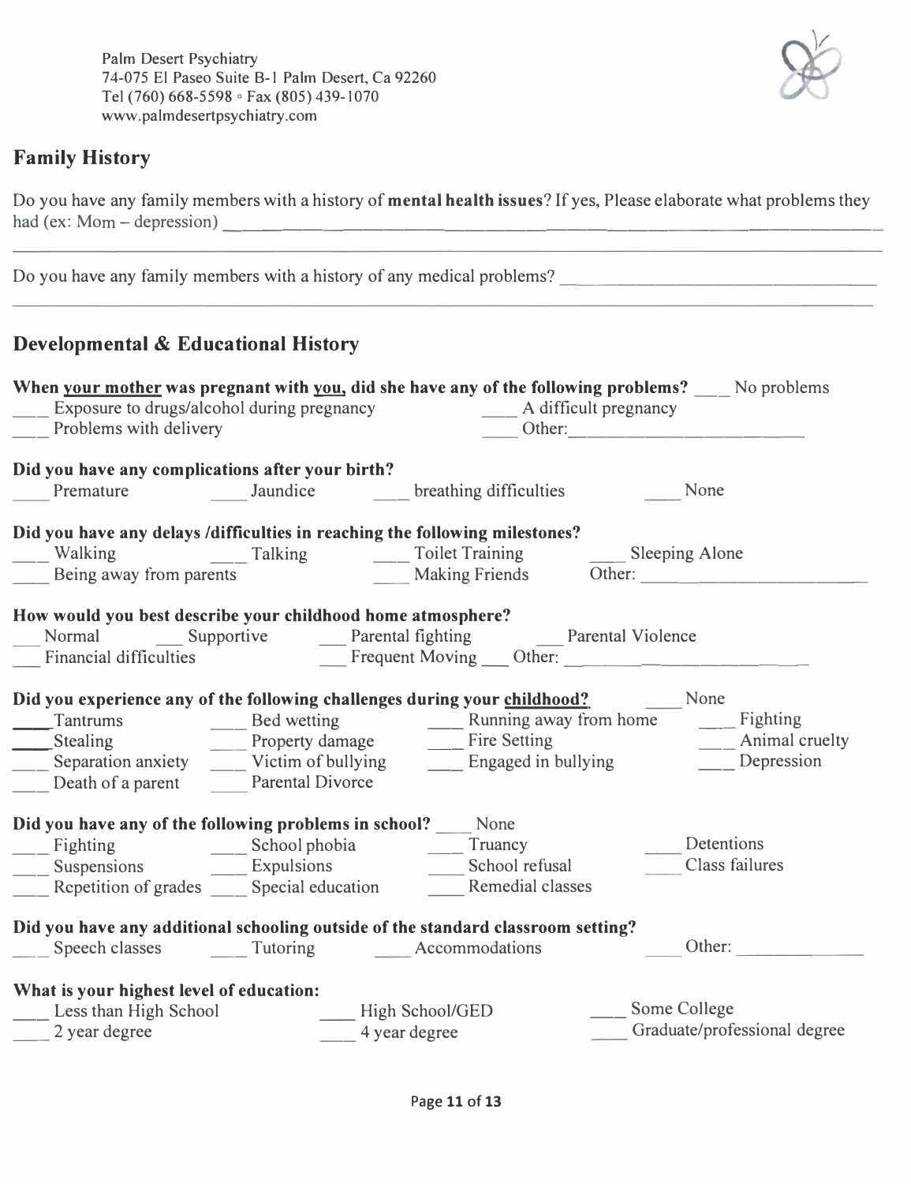Palm Desert Psychiatry
74-075 El Paseo Suite B-1 Palm Desert, Ca 92260
Tel (760) 668-5598 ◦ Fax (805) 439-1070
www.palmdesertpsychiatry.com

## Family History

Do you have any family members with a history of **mental health issues**? If yes, Please elaborate what problems they had (ex: Mom – depression) ____________________________________________

____________________________________________

Do you have any family members with a history of any medical problems? ____________________________________________

____________________________________________

## Developmental & Educational History

**When your mother was pregnant with you, did she have any of the following problems?** ___ No problems

___ Exposure to drugs/alcohol during pregnancy
___ A difficult pregnancy
___ Problems with delivery
___ Other: ____________________

**Did you have any complications after your birth?**

___ Premature
___ Jaundice
___ breathing difficulties
___ None

**Did you have any delays /difficulties in reaching the following milestones?**

___ Walking
___ Talking
___ Toilet Training
___ Sleeping Alone
___ Being away from parents
___ Making Friends
Other: ____________________

**How would you best describe your childhood home atmosphere?**

___ Normal
___ Supportive
___ Parental fighting
___ Parental Violence
___ Financial difficulties
___ Frequent Moving
___ Other: ____________________

**Did you experience any of the following challenges during your childhood?** ___ None

___ Tantrums
___ Bed wetting
___ Running away from home
___ Fighting
___ Stealing
___ Property damage
___ Fire Setting
___ Animal cruelty
___ Separation anxiety
___ Victim of bullying
___ Engaged in bullying
___ Depression
___ Death of a parent
___ Parental Divorce

**Did you have any of the following problems in school?** ___ None

___ Fighting
___ School phobia
___ Truancy
___ Detentions
___ Suspensions
___ Expulsions
___ School refusal
___ Class failures
___ Repetition of grades
___ Special education
___ Remedial classes

**Did you have any additional schooling outside of the standard classroom setting?**

___ Speech classes
___ Tutoring
___ Accommodations
___ Other: ____________

**What is your highest level of education:**

___ Less than High School
___ High School/GED
___ Some College
___ 2 year degree
___ 4 year degree
___ Graduate/professional degree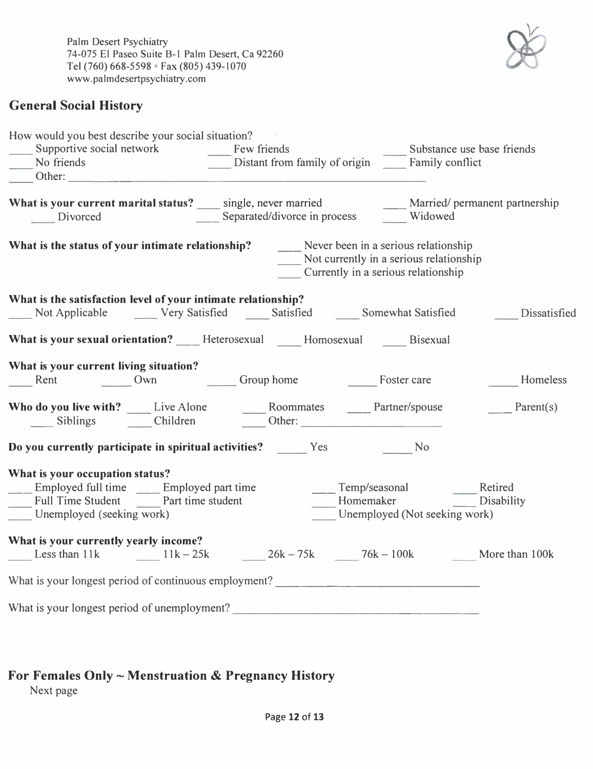Palm Desert Psychiatry
74-075 El Paseo Suite B-1 Palm Desert, Ca 92260
Tel (760) 668-5598 ◦ Fax (805) 439-1070
www.palmdesertpsychiatry.com

## General Social History

How would you best describe your social situation?
___ Supportive social network ___ Few friends ___ Substance use base friends
___ No friends ___ Distant from family of origin ___ Family conflict
___ Other: ______________________________________________

**What is your current marital status?** ___ single, never married ___ Married/ permanent partnership
___ Divorced ___ Separated/divorce in process ___ Widowed

**What is the status of your intimate relationship?**
___ Never been in a serious relationship
___ Not currently in a serious relationship
___ Currently in a serious relationship

**What is the satisfaction level of your intimate relationship?**
___ Not Applicable ___ Very Satisfied ___ Satisfied ___ Somewhat Satisfied ___ Dissatisfied

**What is your sexual orientation?** ___ Heterosexual ___ Homosexual ___ Bisexual

**What is your current living situation?**
___ Rent ___ Own ___ Group home ___ Foster care ___ Homeless

**Who do you live with?** ___ Live Alone ___ Roommates ___ Partner/spouse ___ Parent(s)
___ Siblings ___ Children ___ Other: ____________________

**Do you currently participate in spiritual activities?** ___ Yes ___ No

**What is your occupation status?**
___ Employed full time ___ Employed part time ___ Temp/seasonal ___ Retired
___ Full Time Student ___ Part time student ___ Homemaker ___ Disability
___ Unemployed (seeking work) ___ Unemployed (Not seeking work)

**What is your currently yearly income?**
___ Less than 11k ___ 11k – 25k ___ 26k – 75k ___ 76k – 100k ___ More than 100k

What is your longest period of continuous employment? ______________________________

What is your longest period of unemployment? ______________________________

## For Females Only ~ Menstruation & Pregnancy History

Next page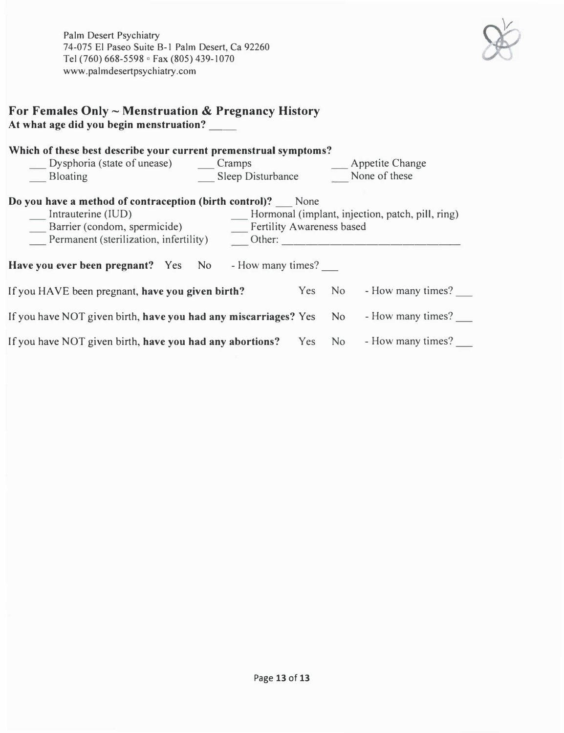Palm Desert Psychiatry
74-075 El Paseo Suite B-1 Palm Desert, Ca 92260
Tel (760) 668-5598 ▫ Fax (805) 439-1070
www.palmdesertpsychiatry.com

## For Females Only ~ Menstruation & Pregnancy History

**At what age did you begin menstruation?** ____

**Which of these best describe your current premenstrual symptoms?**

___ Dysphoria (state of unease)
___ Cramps
___ Appetite Change
___ Bloating
___ Sleep Disturbance
___ None of these

**Do you have a method of contraception (birth control)?** ___ None

___ Intrauterine (IUD)
___ Hormonal (implant, injection, patch, pill, ring)
___ Barrier (condom, spermicide)
___ Fertility Awareness based
___ Permanent (sterilization, infertility)
___ Other: ____________________________

**Have you ever been pregnant?** Yes No - How many times? ___

If you HAVE been pregnant, **have you given birth?** Yes No - How many times? ___

If you have NOT given birth, **have you had any miscarriages?** Yes No - How many times? ___

If you have NOT given birth, **have you had any abortions?** Yes No - How many times? ___